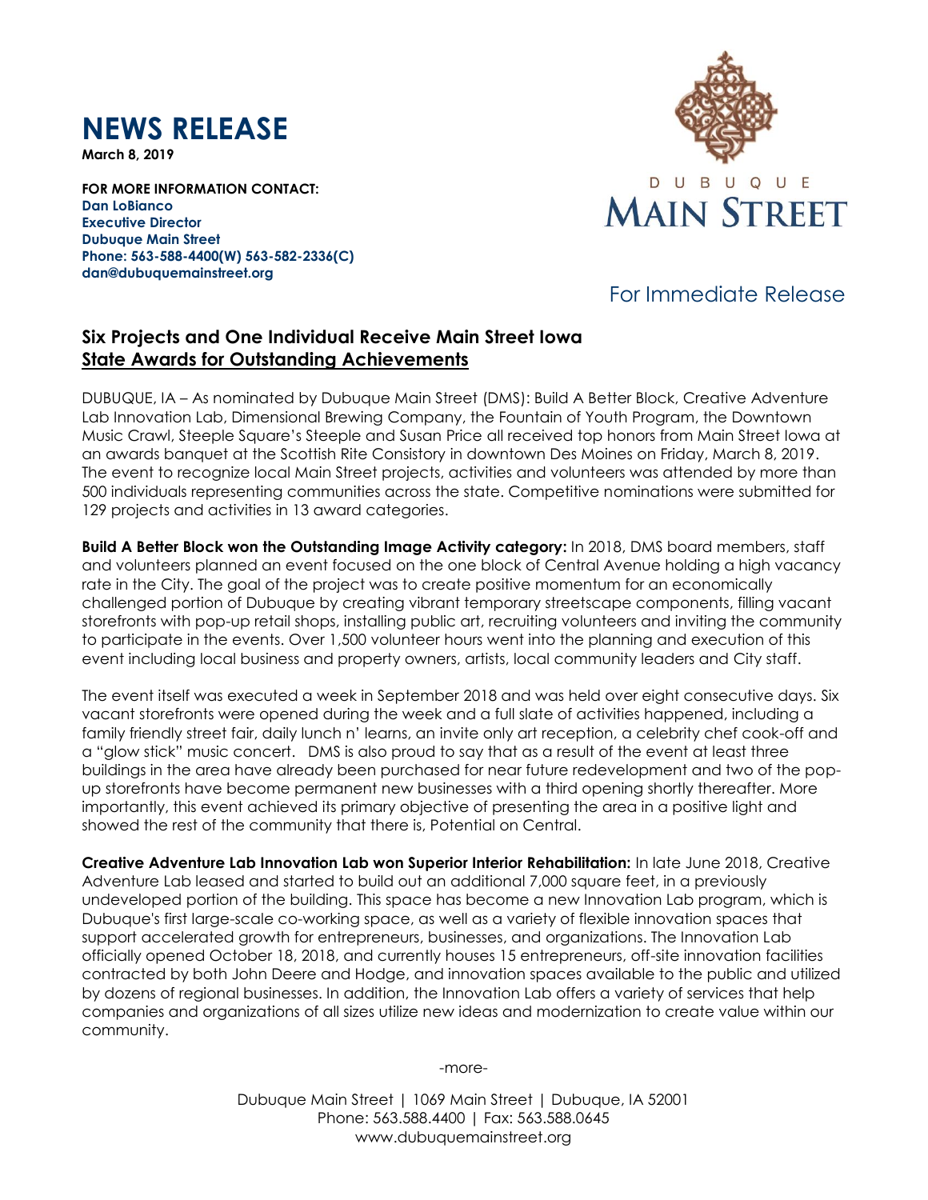# NEWS RELEASE

**March 8, 2019**

**FOR MORE INFORMATION CONTACT:**
**Dan LoBianco**
**Executive Director**
**Dubuque Main Street**
**Phone: 563-588-4400(W) 563-582-2336(C)**
**dan@dubuquemainstreet.org**

DUBUQUE MAIN STREET

For Immediate Release

## Six Projects and One Individual Receive Main Street Iowa State Awards for Outstanding Achievements

DUBUQUE, IA – As nominated by Dubuque Main Street (DMS): Build A Better Block, Creative Adventure Lab Innovation Lab, Dimensional Brewing Company, the Fountain of Youth Program, the Downtown Music Crawl, Steeple Square's Steeple and Susan Price all received top honors from Main Street Iowa at an awards banquet at the Scottish Rite Consistory in downtown Des Moines on Friday, March 8, 2019. The event to recognize local Main Street projects, activities and volunteers was attended by more than 500 individuals representing communities across the state. Competitive nominations were submitted for 129 projects and activities in 13 award categories.

**Build A Better Block won the Outstanding Image Activity category:** In 2018, DMS board members, staff and volunteers planned an event focused on the one block of Central Avenue holding a high vacancy rate in the City. The goal of the project was to create positive momentum for an economically challenged portion of Dubuque by creating vibrant temporary streetscape components, filling vacant storefronts with pop-up retail shops, installing public art, recruiting volunteers and inviting the community to participate in the events. Over 1,500 volunteer hours went into the planning and execution of this event including local business and property owners, artists, local community leaders and City staff.

The event itself was executed a week in September 2018 and was held over eight consecutive days. Six vacant storefronts were opened during the week and a full slate of activities happened, including a family friendly street fair, daily lunch n' learns, an invite only art reception, a celebrity chef cook-off and a "glow stick" music concert. DMS is also proud to say that as a result of the event at least three buildings in the area have already been purchased for near future redevelopment and two of the pop-up storefronts have become permanent new businesses with a third opening shortly thereafter. More importantly, this event achieved its primary objective of presenting the area in a positive light and showed the rest of the community that there is, Potential on Central.

**Creative Adventure Lab Innovation Lab won Superior Interior Rehabilitation:** In late June 2018, Creative Adventure Lab leased and started to build out an additional 7,000 square feet, in a previously undeveloped portion of the building. This space has become a new Innovation Lab program, which is Dubuque's first large-scale co-working space, as well as a variety of flexible innovation spaces that support accelerated growth for entrepreneurs, businesses, and organizations. The Innovation Lab officially opened October 18, 2018, and currently houses 15 entrepreneurs, off-site innovation facilities contracted by both John Deere and Hodge, and innovation spaces available to the public and utilized by dozens of regional businesses. In addition, the Innovation Lab offers a variety of services that help companies and organizations of all sizes utilize new ideas and modernization to create value within our community.

-more-

Dubuque Main Street | 1069 Main Street | Dubuque, IA 52001
Phone: 563.588.4400 | Fax: 563.588.0645
www.dubuquemainstreet.org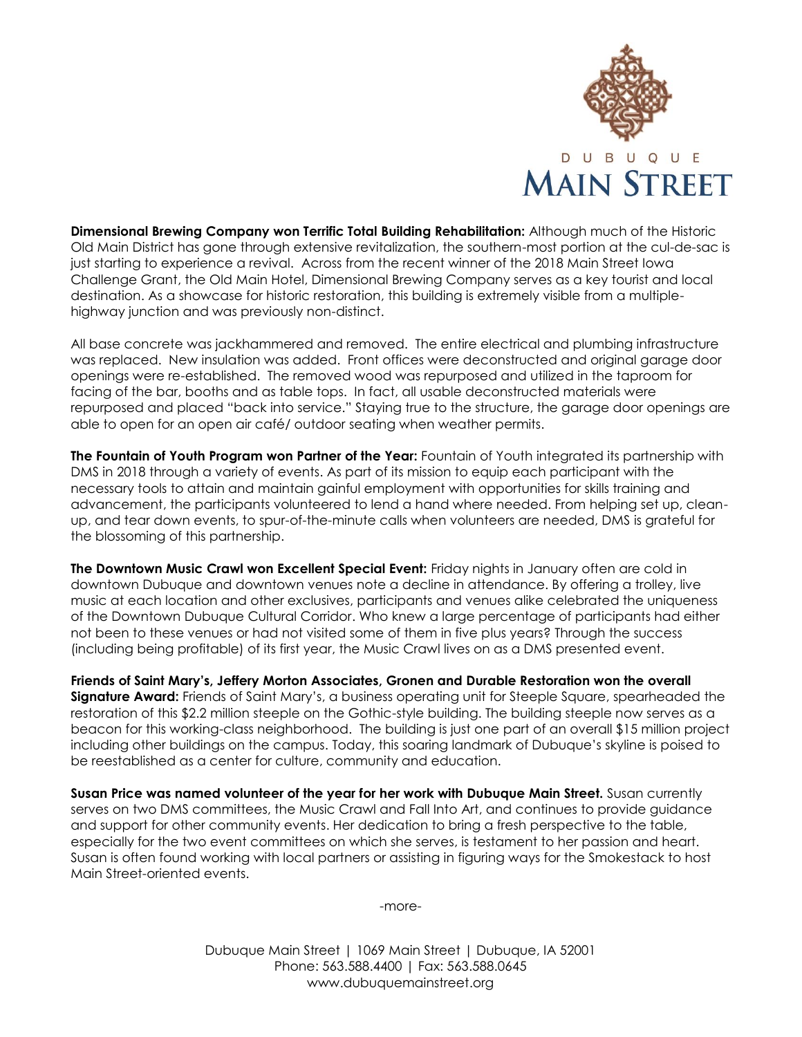DUBUQUE MAIN STREET

**Dimensional Brewing Company won Terrific Total Building Rehabilitation:** Although much of the Historic Old Main District has gone through extensive revitalization, the southern-most portion at the cul-de-sac is just starting to experience a revival. Across from the recent winner of the 2018 Main Street Iowa Challenge Grant, the Old Main Hotel, Dimensional Brewing Company serves as a key tourist and local destination. As a showcase for historic restoration, this building is extremely visible from a multiple-highway junction and was previously non-distinct.

All base concrete was jackhammered and removed. The entire electrical and plumbing infrastructure was replaced. New insulation was added. Front offices were deconstructed and original garage door openings were re-established. The removed wood was repurposed and utilized in the taproom for facing of the bar, booths and as table tops. In fact, all usable deconstructed materials were repurposed and placed "back into service." Staying true to the structure, the garage door openings are able to open for an open air café/ outdoor seating when weather permits.

**The Fountain of Youth Program won Partner of the Year:** Fountain of Youth integrated its partnership with DMS in 2018 through a variety of events. As part of its mission to equip each participant with the necessary tools to attain and maintain gainful employment with opportunities for skills training and advancement, the participants volunteered to lend a hand where needed. From helping set up, clean-up, and tear down events, to spur-of-the-minute calls when volunteers are needed, DMS is grateful for the blossoming of this partnership.

**The Downtown Music Crawl won Excellent Special Event:** Friday nights in January often are cold in downtown Dubuque and downtown venues note a decline in attendance. By offering a trolley, live music at each location and other exclusives, participants and venues alike celebrated the uniqueness of the Downtown Dubuque Cultural Corridor. Who knew a large percentage of participants had either not been to these venues or had not visited some of them in five plus years? Through the success (including being profitable) of its first year, the Music Crawl lives on as a DMS presented event.

**Friends of Saint Mary's, Jeffery Morton Associates, Gronen and Durable Restoration won the overall Signature Award:** Friends of Saint Mary's, a business operating unit for Steeple Square, spearheaded the restoration of this $2.2 million steeple on the Gothic-style building. The building steeple now serves as a beacon for this working-class neighborhood. The building is just one part of an overall $15 million project including other buildings on the campus. Today, this soaring landmark of Dubuque's skyline is poised to be reestablished as a center for culture, community and education.

**Susan Price was named volunteer of the year for her work with Dubuque Main Street.** Susan currently serves on two DMS committees, the Music Crawl and Fall Into Art, and continues to provide guidance and support for other community events. Her dedication to bring a fresh perspective to the table, especially for the two event committees on which she serves, is testament to her passion and heart. Susan is often found working with local partners or assisting in figuring ways for the Smokestack to host Main Street-oriented events.

-more-

Dubuque Main Street | 1069 Main Street | Dubuque, IA 52001
Phone: 563.588.4400 | Fax: 563.588.0645
www.dubuquemainstreet.org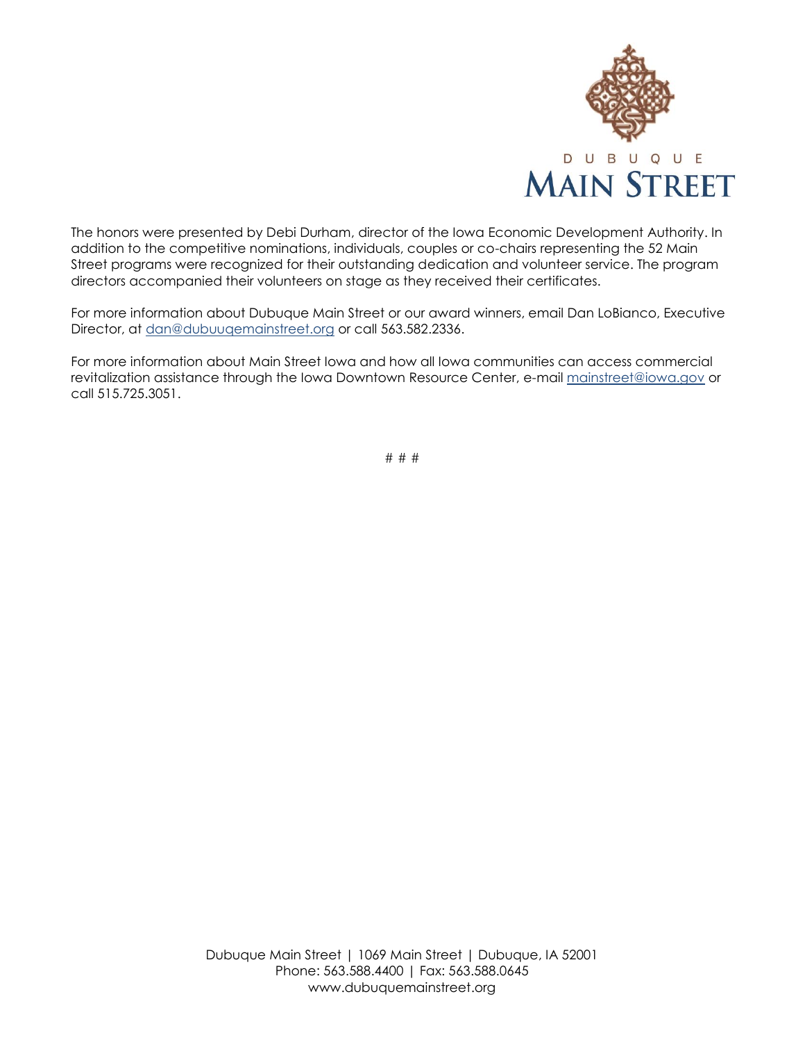The honors were presented by Debi Durham, director of the Iowa Economic Development Authority. In addition to the competitive nominations, individuals, couples or co-chairs representing the 52 Main Street programs were recognized for their outstanding dedication and volunteer service. The program directors accompanied their volunteers on stage as they received their certificates.

For more information about Dubuque Main Street or our award winners, email Dan LoBianco, Executive Director, at dan@dubuuqemainstreet.org or call 563.582.2336.

For more information about Main Street Iowa and how all Iowa communities can access commercial revitalization assistance through the Iowa Downtown Resource Center, e-mail mainstreet@iowa.gov or call 515.725.3051.

# # #